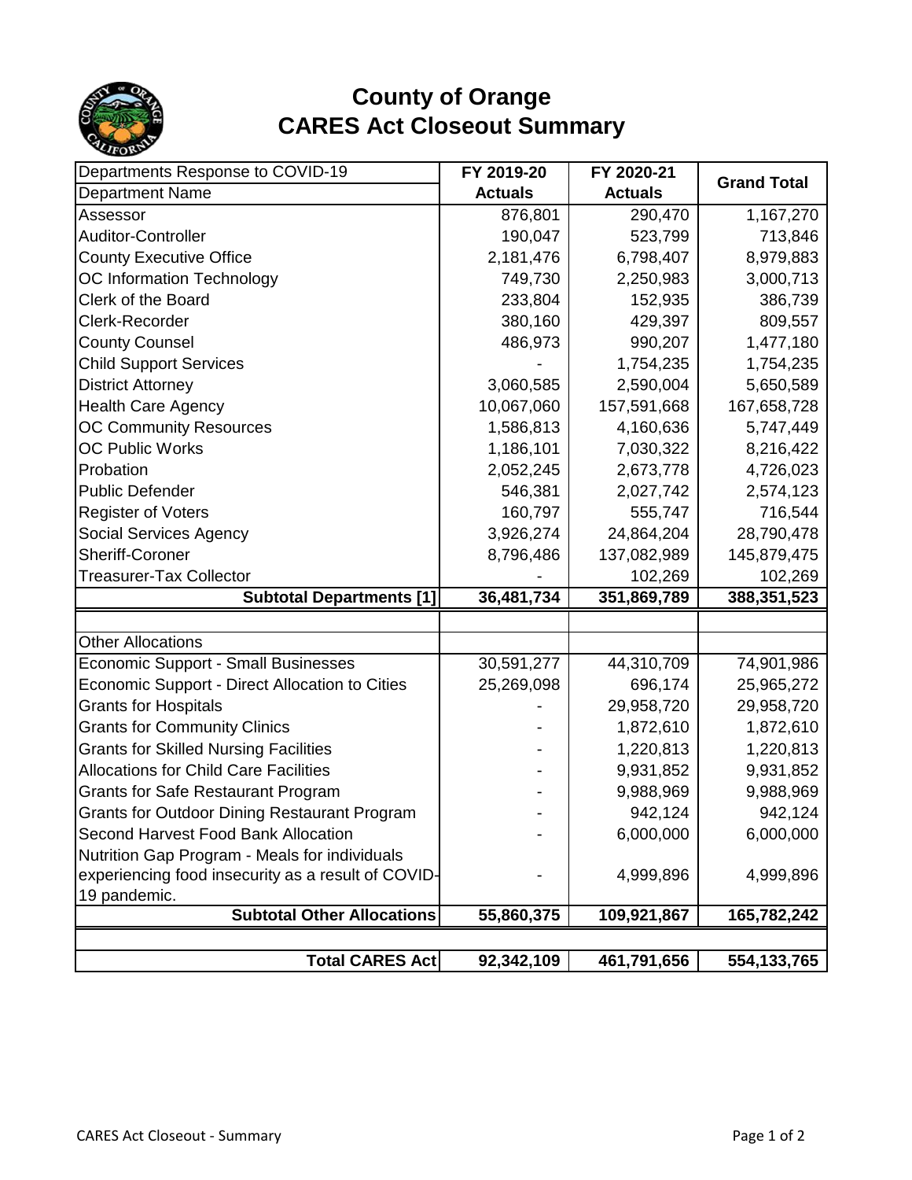# County of Orange
# CARES Act Closeout Summary

| Departments Response to COVID-19 | FY 2019-20 | FY 2020-21 | Grand Total |
|---|---|---|---|
| Department Name | Actuals | Actuals | |
| Assessor | 876,801 | 290,470 | 1,167,270 |
| Auditor-Controller | 190,047 | 523,799 | 713,846 |
| County Executive Office | 2,181,476 | 6,798,407 | 8,979,883 |
| OC Information Technology | 749,730 | 2,250,983 | 3,000,713 |
| Clerk of the Board | 233,804 | 152,935 | 386,739 |
| Clerk-Recorder | 380,160 | 429,397 | 809,557 |
| County Counsel | 486,973 | 990,207 | 1,477,180 |
| Child Support Services | - | 1,754,235 | 1,754,235 |
| District Attorney | 3,060,585 | 2,590,004 | 5,650,589 |
| Health Care Agency | 10,067,060 | 157,591,668 | 167,658,728 |
| OC Community Resources | 1,586,813 | 4,160,636 | 5,747,449 |
| OC Public Works | 1,186,101 | 7,030,322 | 8,216,422 |
| Probation | 2,052,245 | 2,673,778 | 4,726,023 |
| Public Defender | 546,381 | 2,027,742 | 2,574,123 |
| Register of Voters | 160,797 | 555,747 | 716,544 |
| Social Services Agency | 3,926,274 | 24,864,204 | 28,790,478 |
| Sheriff-Coroner | 8,796,486 | 137,082,989 | 145,879,475 |
| Treasurer-Tax Collector | - | 102,269 | 102,269 |
| **Subtotal Departments [1]** | **36,481,734** | **351,869,789** | **388,351,523** |
| | | | |
| Other Allocations | | | |
| Economic Support - Small Businesses | 30,591,277 | 44,310,709 | 74,901,986 |
| Economic Support - Direct Allocation to Cities | 25,269,098 | 696,174 | 25,965,272 |
| Grants for Hospitals | - | 29,958,720 | 29,958,720 |
| Grants for Community Clinics | - | 1,872,610 | 1,872,610 |
| Grants for Skilled Nursing Facilities | - | 1,220,813 | 1,220,813 |
| Allocations for Child Care Facilities | - | 9,931,852 | 9,931,852 |
| Grants for Safe Restaurant Program | - | 9,988,969 | 9,988,969 |
| Grants for Outdoor Dining Restaurant Program | - | 942,124 | 942,124 |
| Second Harvest Food Bank Allocation | - | 6,000,000 | 6,000,000 |
| Nutrition Gap Program - Meals for individuals experiencing food insecurity as a result of COVID-19 pandemic. | - | 4,999,896 | 4,999,896 |
| **Subtotal Other Allocations** | **55,860,375** | **109,921,867** | **165,782,242** |
| | | | |
| **Total CARES Act** | **92,342,109** | **461,791,656** | **554,133,765** |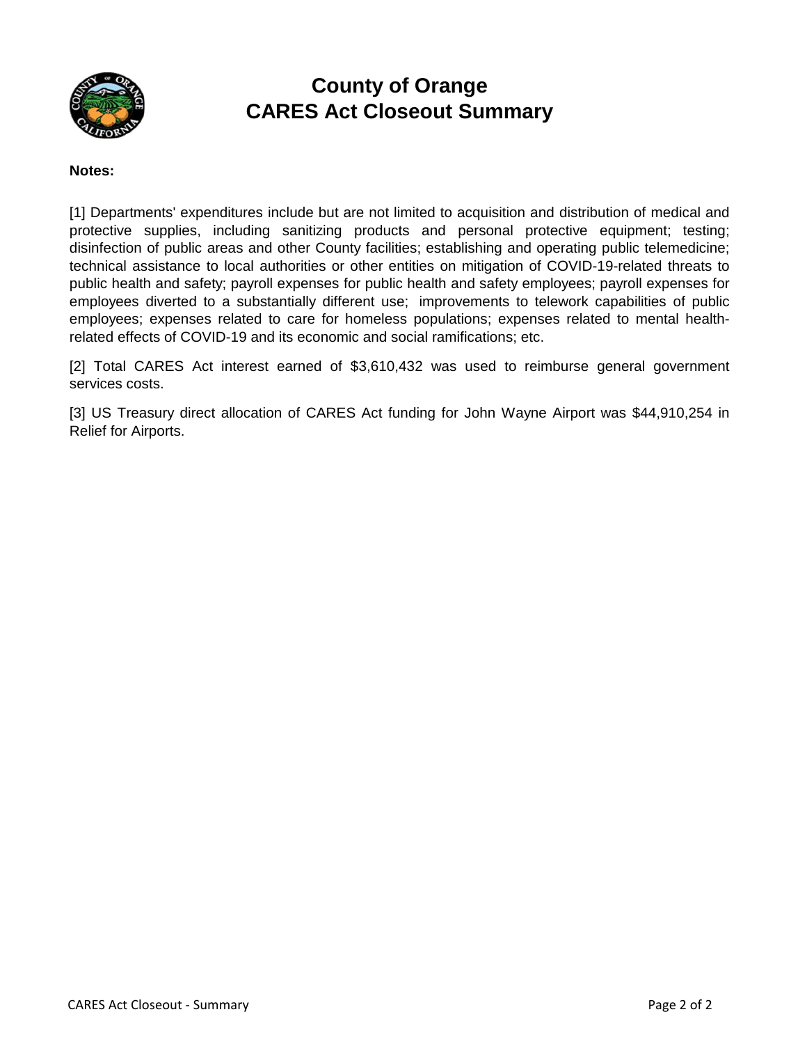# County of Orange
# CARES Act Closeout Summary

**Notes:**

[1] Departments' expenditures include but are not limited to acquisition and distribution of medical and protective supplies, including sanitizing products and personal protective equipment; testing; disinfection of public areas and other County facilities; establishing and operating public telemedicine; technical assistance to local authorities or other entities on mitigation of COVID-19-related threats to public health and safety; payroll expenses for public health and safety employees; payroll expenses for employees diverted to a substantially different use; improvements to telework capabilities of public employees; expenses related to care for homeless populations; expenses related to mental health-related effects of COVID-19 and its economic and social ramifications; etc.

[2] Total CARES Act interest earned of $3,610,432 was used to reimburse general government services costs.

[3] US Treasury direct allocation of CARES Act funding for John Wayne Airport was $44,910,254 in Relief for Airports.